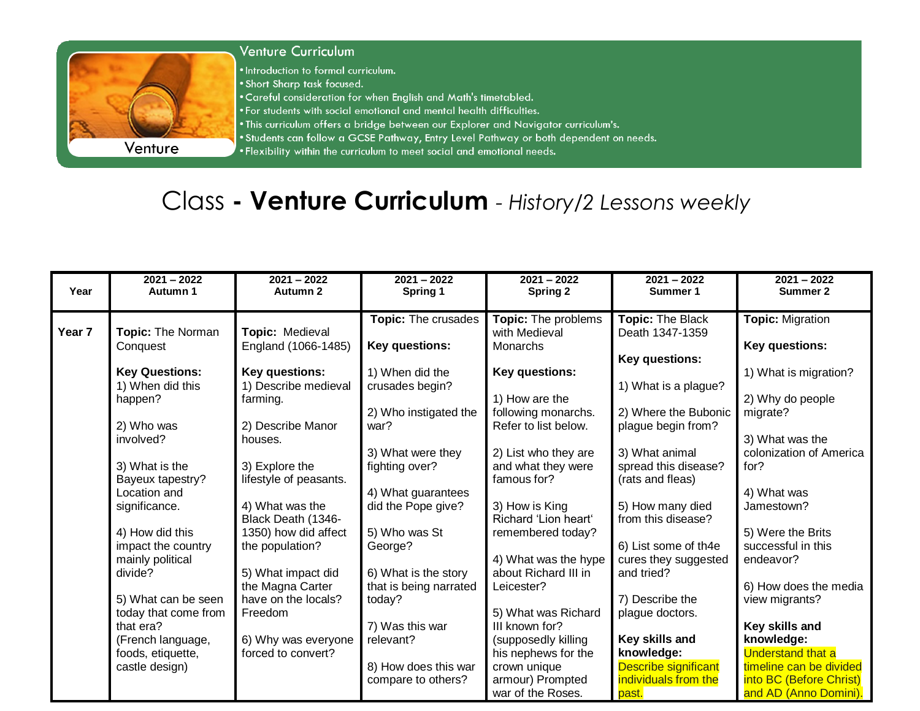## Venture Curriculum

- Introduction to formal curriculum.
- Short Sharp task focused.
- Careful consideration for when English and Math's timetabled.
- For students with social emotional and mental health difficulties.
- This curriculum offers a bridge between our Explorer and Navigator curriculum's.
- Students can follow a GCSE Pathway, Entry Level Pathway or both dependent on needs.
- Flexibility within the curriculum to meet social and emotional needs.

Venture

# Class - **Venture Curriculum** - *History/2 Lessons weekly*

| Year | 2021 – 2022 Autumn 1 | 2021 – 2022 Autumn 2 | 2021 – 2022 Spring 1 | 2021 – 2022 Spring 2 | 2021 – 2022 Summer 1 | 2021 – 2022 Summer 2 |
|---|---|---|---|---|---|---|
| **Year 7** | **Topic:** The Norman Conquest<br><br>**Key Questions:**<br>1) When did this happen?<br><br>2) Who was involved?<br><br>3) What is the Bayeux tapestry? Location and significance.<br><br>4) How did this impact the country mainly political divide?<br><br>5) What can be seen today that come from that era? (French language, foods, etiquette, castle design) | **Topic:** Medieval England (1066-1485)<br><br>**Key questions:**<br>1) Describe medieval farming.<br><br>2) Describe Manor houses.<br><br>3) Explore the lifestyle of peasants.<br><br>4) What was the Black Death (1346-1350) how did affect the population?<br><br>5) What impact did the Magna Carter have on the locals? Freedom<br><br>6) Why was everyone forced to convert? | **Topic:** The crusades<br><br>**Key questions:**<br><br>1) When did the crusades begin?<br><br>2) Who instigated the war?<br><br>3) What were they fighting over?<br><br>4) What guarantees did the Pope give?<br><br>5) Who was St George?<br><br>6) What is the story that is being narrated today?<br><br>7) Was this war relevant?<br><br>8) How does this war compare to others? | **Topic:** The problems with Medieval Monarchs<br><br>**Key questions:**<br><br>1) How are the following monarchs. Refer to list below.<br><br>2) List who they are and what they were famous for?<br><br>3) How is King Richard 'Lion heart' remembered today?<br><br>4) What was the hype about Richard III in Leicester?<br><br>5) What was Richard III known for? (supposedly killing his nephews for the crown unique armour) Prompted war of the Roses. | **Topic:** The Black Death 1347-1359<br><br>**Key questions:**<br><br>1) What is a plague?<br><br>2) Where the Bubonic plague begin from?<br><br>3) What animal spread this disease? (rats and fleas)<br><br>5) How many died from this disease?<br><br>6) List some of th4e cures they suggested and tried?<br><br>7) Describe the plague doctors.<br><br>**Key skills and knowledge:**<br>Describe significant individuals from the past. | **Topic:** Migration<br><br>**Key questions:**<br><br>1) What is migration?<br><br>2) Why do people migrate?<br><br>3) What was the colonization of America for?<br><br>4) What was Jamestown?<br><br>5) Were the Brits successful in this endeavor?<br><br>6) How does the media view migrants?<br><br>**Key skills and knowledge:**<br>Understand that a timeline can be divided into BC (Before Christ) and AD (Anno Domini). |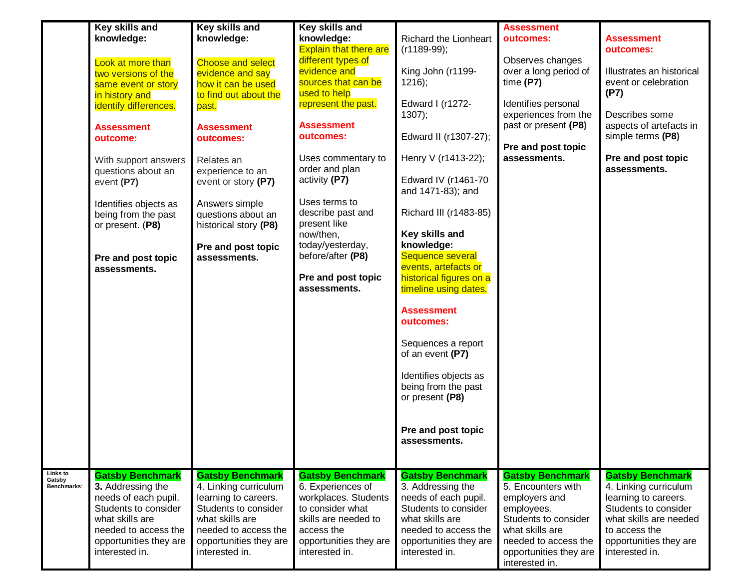| | | | | | | |
|---|---|---|---|---|---|---|
| | **Key skills and knowledge:**<br><br>Look at more than two versions of the same event or story in history and identify differences.<br><br>**Assessment outcome:**<br><br>With support answers questions about an event **(P7)**<br><br>Identifies objects as being from the past or present. (**P8)**<br><br>**Pre and post topic assessments.** | **Key skills and knowledge:**<br><br>Choose and select evidence and say how it can be used to find out about the past.<br><br>**Assessment outcomes:**<br><br>Relates an experience to an event or story **(P7)**<br><br>Answers simple questions about an historical story **(P8)**<br><br>**Pre and post topic assessments.** | **Key skills and knowledge:**<br>Explain that there are different types of evidence and sources that can be used to help represent the past.<br><br>**Assessment outcomes:**<br><br>Uses commentary to order and plan activity **(P7)**<br><br>Uses terms to describe past and present like now/then, today/yesterday, before/after **(P8)**<br><br>**Pre and post topic assessments.** | Richard the Lionheart (r1189-99);<br><br>King John (r1199-1216);<br><br>Edward I (r1272-1307);<br><br>Edward II (r1307-27);<br><br>Henry V (r1413-22);<br><br>Edward IV (r1461-70 and 1471-83); and<br><br>Richard III (r1483-85)<br><br>**Key skills and knowledge:**<br>Sequence several events, artefacts or historical figures on a timeline using dates.<br><br>**Assessment outcomes:**<br><br>Sequences a report of an event **(P7)**<br><br>Identifies objects as being from the past or present **(P8)**<br><br>**Pre and post topic assessments.** | **Assessment outcomes:**<br><br>Observes changes over a long period of time **(P7)**<br><br>Identifies personal experiences from the past or present **(P8)**<br><br>**Pre and post topic assessments.** | **Assessment outcomes:**<br><br>Illustrates an historical event or celebration **(P7)**<br><br>Describes some aspects of artefacts in simple terms **(P8)**<br><br>**Pre and post topic assessments.** |
| **Links to Gatsby Benchmarks**: | **Gatsby Benchmark**<br>**3.** Addressing the needs of each pupil. Students to consider what skills are needed to access the opportunities they are interested in. | **Gatsby Benchmark**<br>4. Linking curriculum learning to careers. Students to consider what skills are needed to access the opportunities they are interested in. | **Gatsby Benchmark**<br>6. Experiences of workplaces. Students to consider what skills are needed to access the opportunities they are interested in. | **Gatsby Benchmark**<br>3. Addressing the needs of each pupil. Students to consider what skills are needed to access the opportunities they are interested in. | **Gatsby Benchmark**<br>5. Encounters with employers and employees. Students to consider what skills are needed to access the opportunities they are interested in. | **Gatsby Benchmark**<br>4. Linking curriculum learning to careers. Students to consider what skills are needed to access the opportunities they are interested in. |